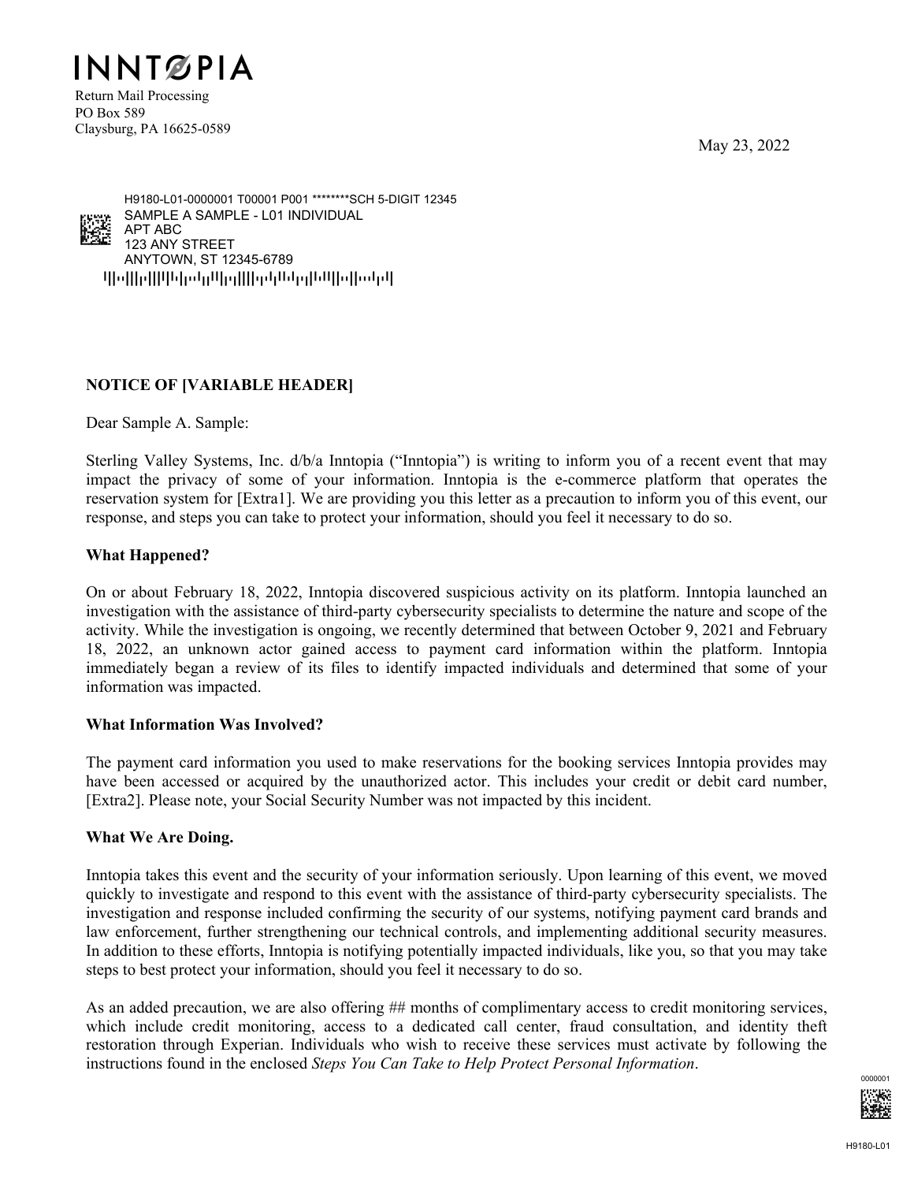INNTOPIA

Return Mail Processing
PO Box 589
Claysburg, PA 16625-0589

May 23, 2022

H9180-L01-0000001 T00001 P001 ********SCH 5-DIGIT 12345
SAMPLE A SAMPLE - L01 INDIVIDUAL
APT ABC
123 ANY STREET
ANYTOWN, ST 12345-6789

**NOTICE OF [VARIABLE HEADER]**

Dear Sample A. Sample:

Sterling Valley Systems, Inc. d/b/a Inntopia ("Inntopia") is writing to inform you of a recent event that may impact the privacy of some of your information. Inntopia is the e-commerce platform that operates the reservation system for [Extra1]. We are providing you this letter as a precaution to inform you of this event, our response, and steps you can take to protect your information, should you feel it necessary to do so.

**What Happened?**

On or about February 18, 2022, Inntopia discovered suspicious activity on its platform. Inntopia launched an investigation with the assistance of third-party cybersecurity specialists to determine the nature and scope of the activity. While the investigation is ongoing, we recently determined that between October 9, 2021 and February 18, 2022, an unknown actor gained access to payment card information within the platform. Inntopia immediately began a review of its files to identify impacted individuals and determined that some of your information was impacted.

**What Information Was Involved?**

The payment card information you used to make reservations for the booking services Inntopia provides may have been accessed or acquired by the unauthorized actor. This includes your credit or debit card number, [Extra2]. Please note, your Social Security Number was not impacted by this incident.

**What We Are Doing.**

Inntopia takes this event and the security of your information seriously. Upon learning of this event, we moved quickly to investigate and respond to this event with the assistance of third-party cybersecurity specialists. The investigation and response included confirming the security of our systems, notifying payment card brands and law enforcement, further strengthening our technical controls, and implementing additional security measures. In addition to these efforts, Inntopia is notifying potentially impacted individuals, like you, so that you may take steps to best protect your information, should you feel it necessary to do so.

As an added precaution, we are also offering ## months of complimentary access to credit monitoring services, which include credit monitoring, access to a dedicated call center, fraud consultation, and identity theft restoration through Experian. Individuals who wish to receive these services must activate by following the instructions found in the enclosed *Steps You Can Take to Help Protect Personal Information*.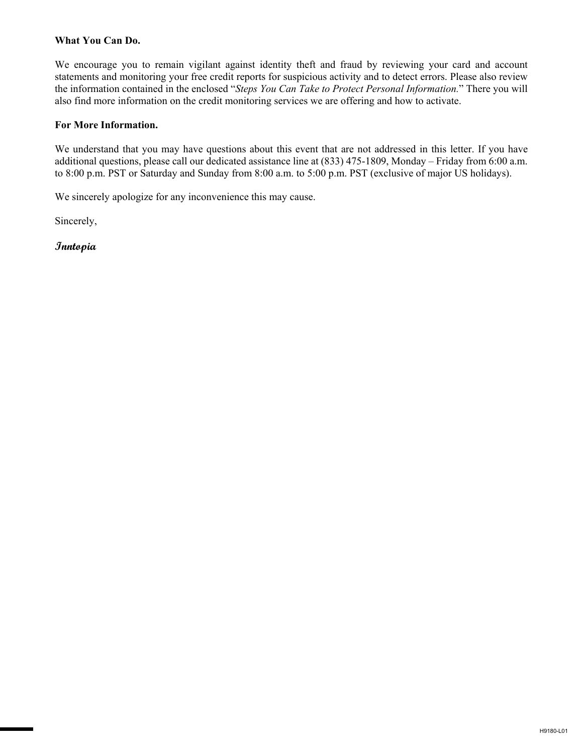**What You Can Do.**

We encourage you to remain vigilant against identity theft and fraud by reviewing your card and account statements and monitoring your free credit reports for suspicious activity and to detect errors. Please also review the information contained in the enclosed "*Steps You Can Take to Protect Personal Information.*" There you will also find more information on the credit monitoring services we are offering and how to activate.

**For More Information.**

We understand that you may have questions about this event that are not addressed in this letter. If you have additional questions, please call our dedicated assistance line at (833) 475-1809, Monday – Friday from 6:00 a.m. to 8:00 p.m. PST or Saturday and Sunday from 8:00 a.m. to 5:00 p.m. PST (exclusive of major US holidays).

We sincerely apologize for any inconvenience this may cause.

Sincerely,

*Inntopia*

H9180-L01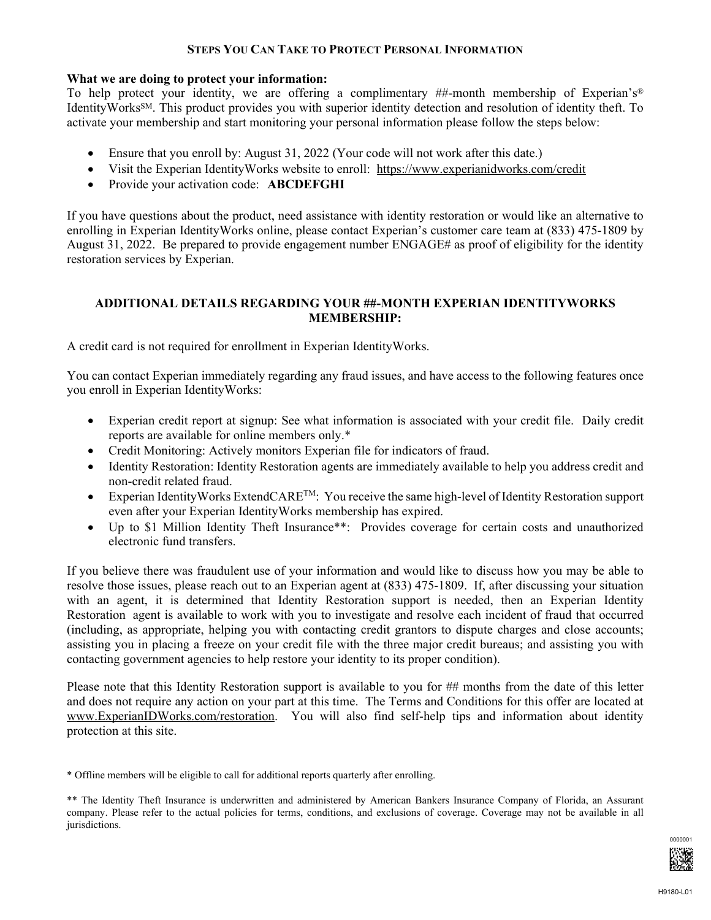### Steps You Can Take to Protect Personal Information

**What we are doing to protect your information:**
To help protect your identity, we are offering a complimentary ##-month membership of Experian's® IdentityWorks℠. This product provides you with superior identity detection and resolution of identity theft. To activate your membership and start monitoring your personal information please follow the steps below:

- Ensure that you enroll by: August 31, 2022 (Your code will not work after this date.)
- Visit the Experian IdentityWorks website to enroll: https://www.experianidworks.com/credit
- Provide your activation code: **ABCDEFGHI**

If you have questions about the product, need assistance with identity restoration or would like an alternative to enrolling in Experian IdentityWorks online, please contact Experian's customer care team at (833) 475-1809 by August 31, 2022. Be prepared to provide engagement number ENGAGE# as proof of eligibility for the identity restoration services by Experian.

### ADDITIONAL DETAILS REGARDING YOUR ##-MONTH EXPERIAN IDENTITYWORKS MEMBERSHIP:

A credit card is not required for enrollment in Experian IdentityWorks.

You can contact Experian immediately regarding any fraud issues, and have access to the following features once you enroll in Experian IdentityWorks:

- Experian credit report at signup: See what information is associated with your credit file. Daily credit reports are available for online members only.*
- Credit Monitoring: Actively monitors Experian file for indicators of fraud.
- Identity Restoration: Identity Restoration agents are immediately available to help you address credit and non-credit related fraud.
- Experian IdentityWorks ExtendCARE™: You receive the same high-level of Identity Restoration support even after your Experian IdentityWorks membership has expired.
- Up to $1 Million Identity Theft Insurance**: Provides coverage for certain costs and unauthorized electronic fund transfers.

If you believe there was fraudulent use of your information and would like to discuss how you may be able to resolve those issues, please reach out to an Experian agent at (833) 475-1809. If, after discussing your situation with an agent, it is determined that Identity Restoration support is needed, then an Experian Identity Restoration agent is available to work with you to investigate and resolve each incident of fraud that occurred (including, as appropriate, helping you with contacting credit grantors to dispute charges and close accounts; assisting you in placing a freeze on your credit file with the three major credit bureaus; and assisting you with contacting government agencies to help restore your identity to its proper condition).

Please note that this Identity Restoration support is available to you for ## months from the date of this letter and does not require any action on your part at this time. The Terms and Conditions for this offer are located at www.ExperianIDWorks.com/restoration. You will also find self-help tips and information about identity protection at this site.

* Offline members will be eligible to call for additional reports quarterly after enrolling.

** The Identity Theft Insurance is underwritten and administered by American Bankers Insurance Company of Florida, an Assurant company. Please refer to the actual policies for terms, conditions, and exclusions of coverage. Coverage may not be available in all jurisdictions.

0000001

H9180-L01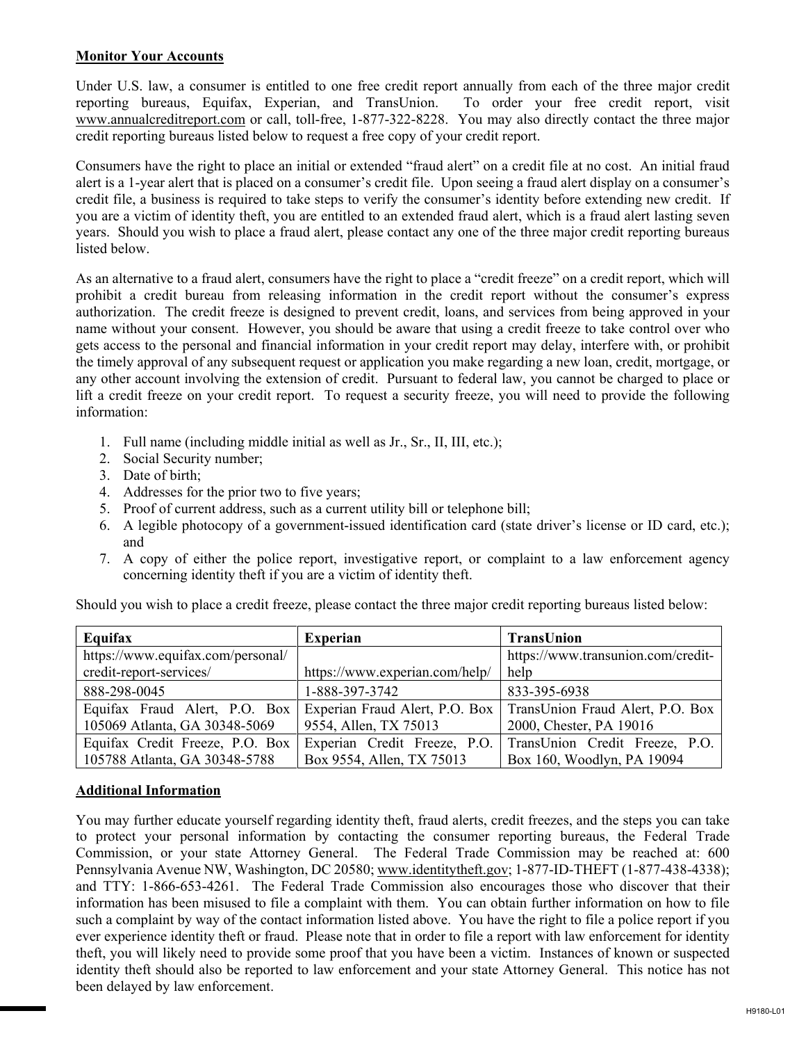**Monitor Your Accounts**

Under U.S. law, a consumer is entitled to one free credit report annually from each of the three major credit reporting bureaus, Equifax, Experian, and TransUnion. To order your free credit report, visit www.annualcreditreport.com or call, toll-free, 1-877-322-8228. You may also directly contact the three major credit reporting bureaus listed below to request a free copy of your credit report.

Consumers have the right to place an initial or extended "fraud alert" on a credit file at no cost. An initial fraud alert is a 1-year alert that is placed on a consumer's credit file. Upon seeing a fraud alert display on a consumer's credit file, a business is required to take steps to verify the consumer's identity before extending new credit. If you are a victim of identity theft, you are entitled to an extended fraud alert, which is a fraud alert lasting seven years. Should you wish to place a fraud alert, please contact any one of the three major credit reporting bureaus listed below.

As an alternative to a fraud alert, consumers have the right to place a "credit freeze" on a credit report, which will prohibit a credit bureau from releasing information in the credit report without the consumer's express authorization. The credit freeze is designed to prevent credit, loans, and services from being approved in your name without your consent. However, you should be aware that using a credit freeze to take control over who gets access to the personal and financial information in your credit report may delay, interfere with, or prohibit the timely approval of any subsequent request or application you make regarding a new loan, credit, mortgage, or any other account involving the extension of credit. Pursuant to federal law, you cannot be charged to place or lift a credit freeze on your credit report. To request a security freeze, you will need to provide the following information:

1. Full name (including middle initial as well as Jr., Sr., II, III, etc.);
2. Social Security number;
3. Date of birth;
4. Addresses for the prior two to five years;
5. Proof of current address, such as a current utility bill or telephone bill;
6. A legible photocopy of a government-issued identification card (state driver's license or ID card, etc.); and
7. A copy of either the police report, investigative report, or complaint to a law enforcement agency concerning identity theft if you are a victim of identity theft.

Should you wish to place a credit freeze, please contact the three major credit reporting bureaus listed below:

| Equifax | Experian | TransUnion |
|---|---|---|
| https://www.equifax.com/personal/credit-report-services/ | https://www.experian.com/help/ | https://www.transunion.com/credit-help |
| 888-298-0045 | 1-888-397-3742 | 833-395-6938 |
| Equifax Fraud Alert, P.O. Box 105069 Atlanta, GA 30348-5069 | Experian Fraud Alert, P.O. Box 9554, Allen, TX 75013 | TransUnion Fraud Alert, P.O. Box 2000, Chester, PA 19016 |
| Equifax Credit Freeze, P.O. Box 105788 Atlanta, GA 30348-5788 | Experian Credit Freeze, P.O. Box 9554, Allen, TX 75013 | TransUnion Credit Freeze, P.O. Box 160, Woodlyn, PA 19094 |

**Additional Information**

You may further educate yourself regarding identity theft, fraud alerts, credit freezes, and the steps you can take to protect your personal information by contacting the consumer reporting bureaus, the Federal Trade Commission, or your state Attorney General. The Federal Trade Commission may be reached at: 600 Pennsylvania Avenue NW, Washington, DC 20580; www.identitytheft.gov; 1-877-ID-THEFT (1-877-438-4338); and TTY: 1-866-653-4261. The Federal Trade Commission also encourages those who discover that their information has been misused to file a complaint with them. You can obtain further information on how to file such a complaint by way of the contact information listed above. You have the right to file a police report if you ever experience identity theft or fraud. Please note that in order to file a report with law enforcement for identity theft, you will likely need to provide some proof that you have been a victim. Instances of known or suspected identity theft should also be reported to law enforcement and your state Attorney General. This notice has not been delayed by law enforcement.

H9180-L01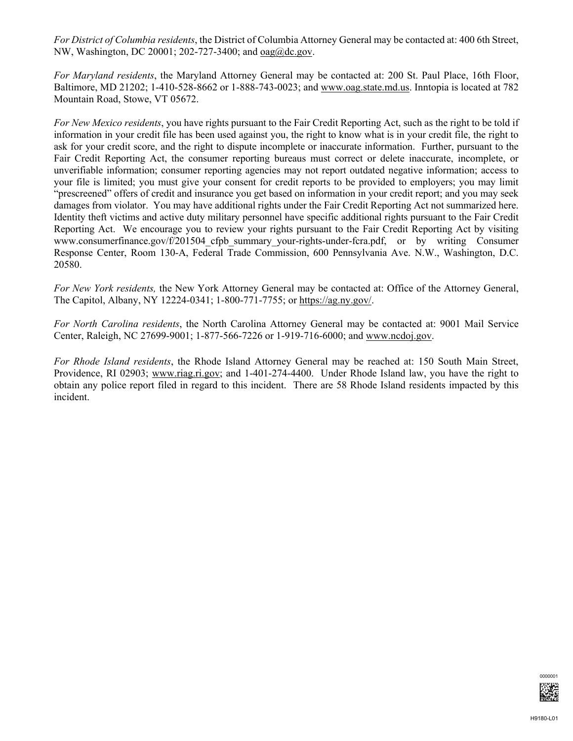*For District of Columbia residents*, the District of Columbia Attorney General may be contacted at: 400 6th Street, NW, Washington, DC 20001; 202-727-3400; and oag@dc.gov.

*For Maryland residents*, the Maryland Attorney General may be contacted at: 200 St. Paul Place, 16th Floor, Baltimore, MD 21202; 1-410-528-8662 or 1-888-743-0023; and www.oag.state.md.us. Inntopia is located at 782 Mountain Road, Stowe, VT 05672.

*For New Mexico residents*, you have rights pursuant to the Fair Credit Reporting Act, such as the right to be told if information in your credit file has been used against you, the right to know what is in your credit file, the right to ask for your credit score, and the right to dispute incomplete or inaccurate information. Further, pursuant to the Fair Credit Reporting Act, the consumer reporting bureaus must correct or delete inaccurate, incomplete, or unverifiable information; consumer reporting agencies may not report outdated negative information; access to your file is limited; you must give your consent for credit reports to be provided to employers; you may limit "prescreened" offers of credit and insurance you get based on information in your credit report; and you may seek damages from violator. You may have additional rights under the Fair Credit Reporting Act not summarized here. Identity theft victims and active duty military personnel have specific additional rights pursuant to the Fair Credit Reporting Act. We encourage you to review your rights pursuant to the Fair Credit Reporting Act by visiting www.consumerfinance.gov/f/201504_cfpb_summary_your-rights-under-fcra.pdf, or by writing Consumer Response Center, Room 130-A, Federal Trade Commission, 600 Pennsylvania Ave. N.W., Washington, D.C. 20580.

*For New York residents,* the New York Attorney General may be contacted at: Office of the Attorney General, The Capitol, Albany, NY 12224-0341; 1-800-771-7755; or https://ag.ny.gov/.

*For North Carolina residents*, the North Carolina Attorney General may be contacted at: 9001 Mail Service Center, Raleigh, NC 27699-9001; 1-877-566-7226 or 1-919-716-6000; and www.ncdoj.gov.

*For Rhode Island residents*, the Rhode Island Attorney General may be reached at: 150 South Main Street, Providence, RI 02903; www.riag.ri.gov; and 1-401-274-4400. Under Rhode Island law, you have the right to obtain any police report filed in regard to this incident. There are 58 Rhode Island residents impacted by this incident.